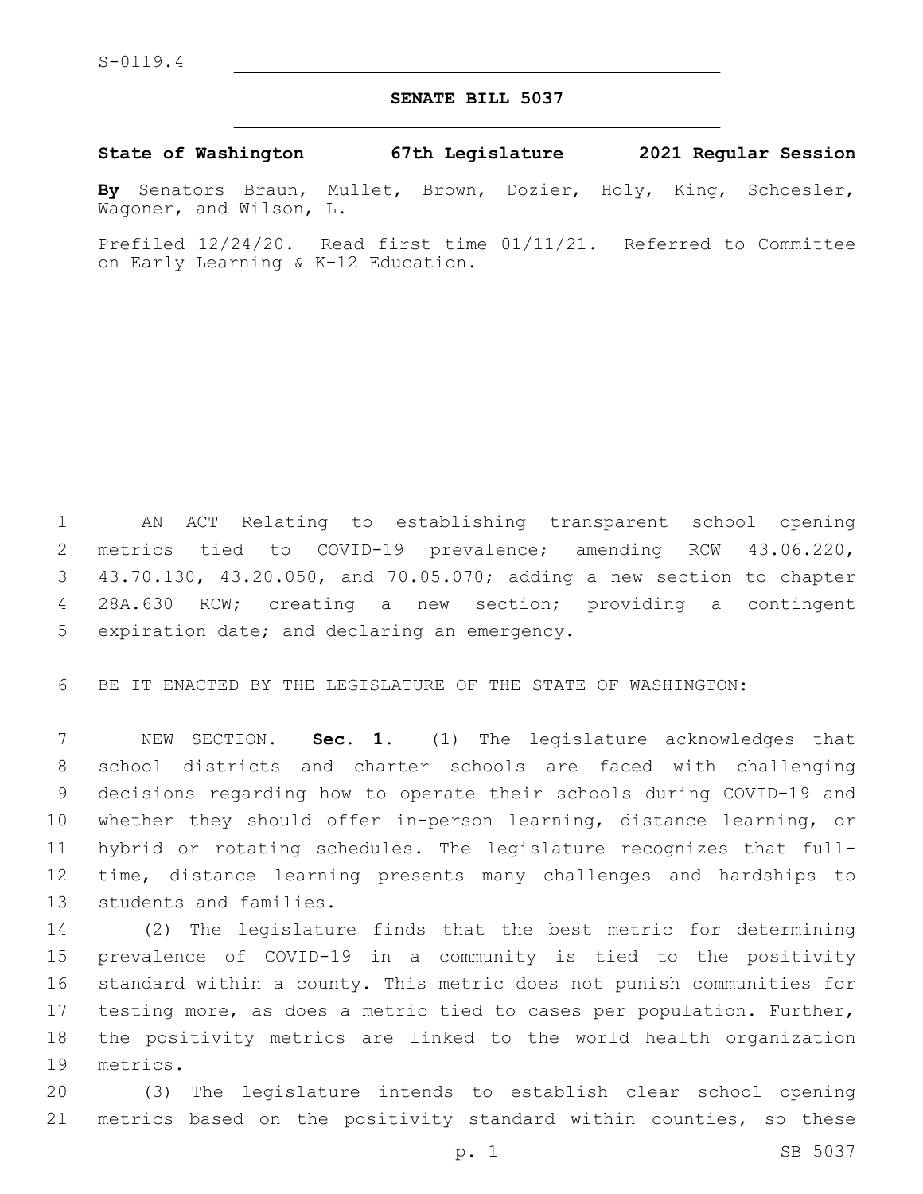S-0119.4

# SENATE BILL 5037

**State of Washington 67th Legislature 2021 Regular Session**

**By** Senators Braun, Mullet, Brown, Dozier, Holy, King, Schoesler, Wagoner, and Wilson, L.

Prefiled 12/24/20. Read first time 01/11/21. Referred to Committee on Early Learning & K-12 Education.

AN ACT Relating to establishing transparent school opening metrics tied to COVID-19 prevalence; amending RCW 43.06.220, 43.70.130, 43.20.050, and 70.05.070; adding a new section to chapter 28A.630 RCW; creating a new section; providing a contingent expiration date; and declaring an emergency.

BE IT ENACTED BY THE LEGISLATURE OF THE STATE OF WASHINGTON:

NEW SECTION. **Sec. 1.** (1) The legislature acknowledges that school districts and charter schools are faced with challenging decisions regarding how to operate their schools during COVID-19 and whether they should offer in-person learning, distance learning, or hybrid or rotating schedules. The legislature recognizes that full-time, distance learning presents many challenges and hardships to students and families.

(2) The legislature finds that the best metric for determining prevalence of COVID-19 in a community is tied to the positivity standard within a county. This metric does not punish communities for testing more, as does a metric tied to cases per population. Further, the positivity metrics are linked to the world health organization metrics.

(3) The legislature intends to establish clear school opening metrics based on the positivity standard within counties, so these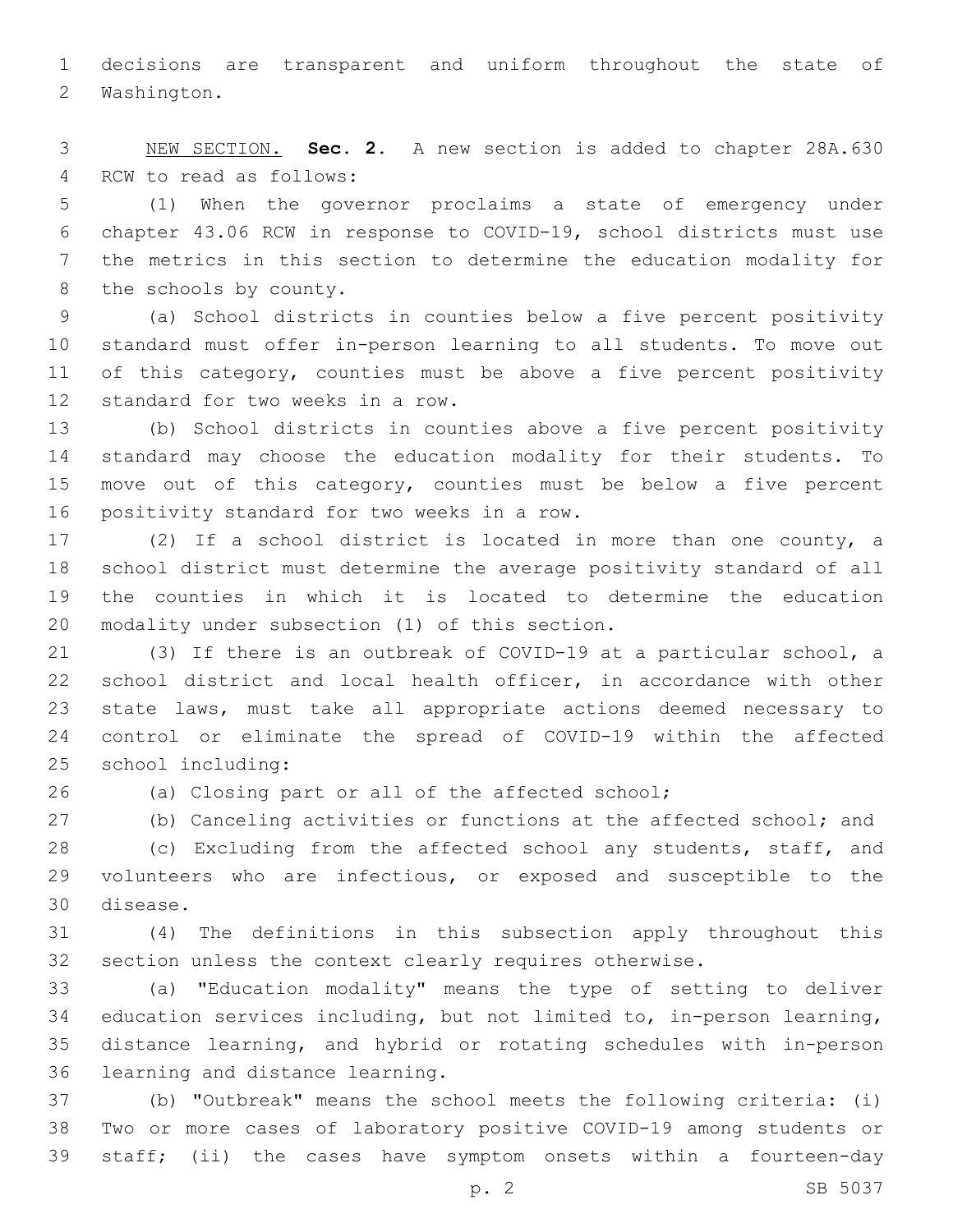decisions are transparent and uniform throughout the state of Washington.

NEW SECTION. **Sec. 2.** A new section is added to chapter 28A.630 RCW to read as follows:

(1) When the governor proclaims a state of emergency under chapter 43.06 RCW in response to COVID-19, school districts must use the metrics in this section to determine the education modality for the schools by county.

(a) School districts in counties below a five percent positivity standard must offer in-person learning to all students. To move out of this category, counties must be above a five percent positivity standard for two weeks in a row.

(b) School districts in counties above a five percent positivity standard may choose the education modality for their students. To move out of this category, counties must be below a five percent positivity standard for two weeks in a row.

(2) If a school district is located in more than one county, a school district must determine the average positivity standard of all the counties in which it is located to determine the education modality under subsection (1) of this section.

(3) If there is an outbreak of COVID-19 at a particular school, a school district and local health officer, in accordance with other state laws, must take all appropriate actions deemed necessary to control or eliminate the spread of COVID-19 within the affected school including:

(a) Closing part or all of the affected school;

(b) Canceling activities or functions at the affected school; and

(c) Excluding from the affected school any students, staff, and volunteers who are infectious, or exposed and susceptible to the disease.

(4) The definitions in this subsection apply throughout this section unless the context clearly requires otherwise.

(a) "Education modality" means the type of setting to deliver education services including, but not limited to, in-person learning, distance learning, and hybrid or rotating schedules with in-person learning and distance learning.

(b) "Outbreak" means the school meets the following criteria: (i) Two or more cases of laboratory positive COVID-19 among students or staff; (ii) the cases have symptom onsets within a fourteen-day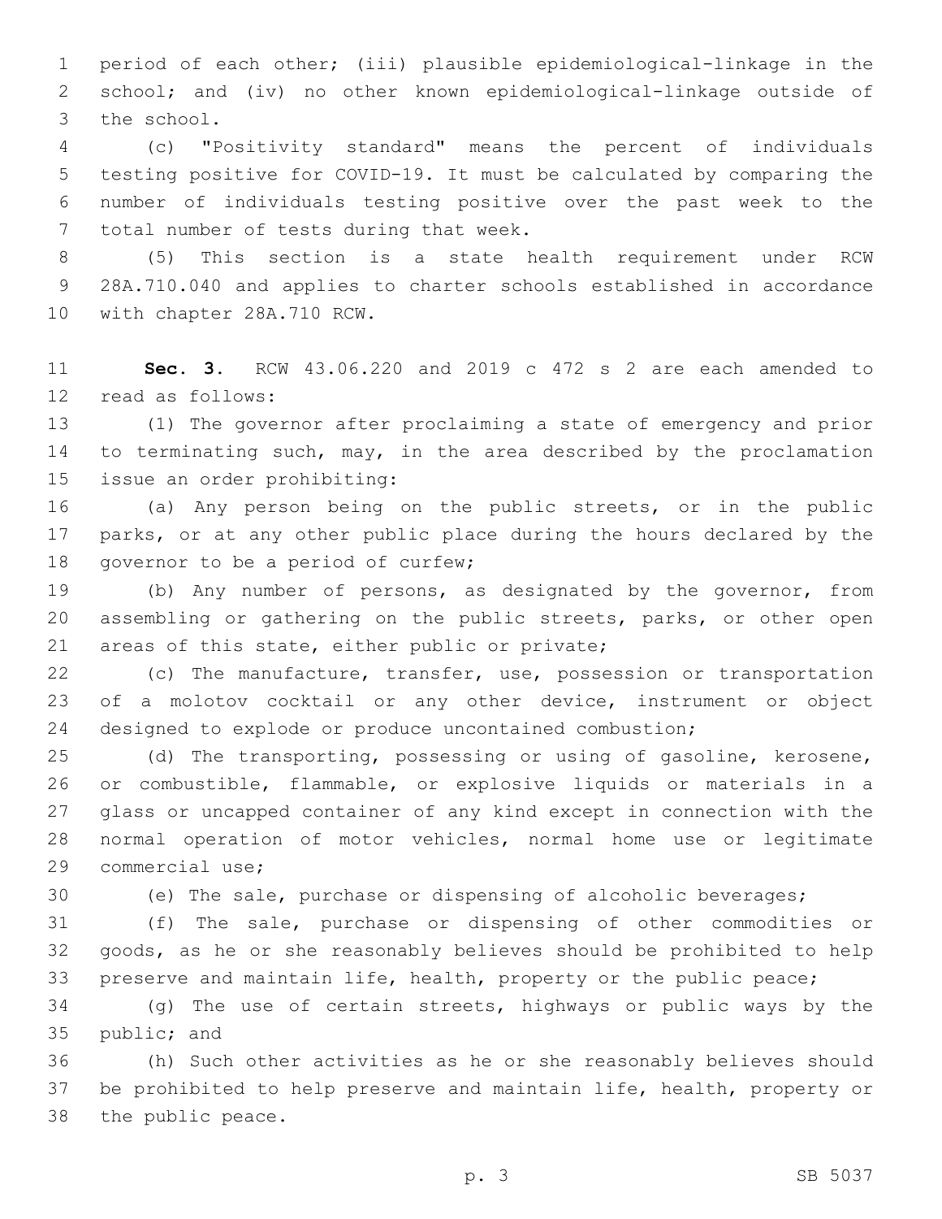period of each other; (iii) plausible epidemiological-linkage in the school; and (iv) no other known epidemiological-linkage outside of the school.

(c) "Positivity standard" means the percent of individuals testing positive for COVID-19. It must be calculated by comparing the number of individuals testing positive over the past week to the total number of tests during that week.

(5) This section is a state health requirement under RCW 28A.710.040 and applies to charter schools established in accordance with chapter 28A.710 RCW.

**Sec. 3.** RCW 43.06.220 and 2019 c 472 s 2 are each amended to read as follows:

(1) The governor after proclaiming a state of emergency and prior to terminating such, may, in the area described by the proclamation issue an order prohibiting:

(a) Any person being on the public streets, or in the public parks, or at any other public place during the hours declared by the governor to be a period of curfew;

(b) Any number of persons, as designated by the governor, from assembling or gathering on the public streets, parks, or other open areas of this state, either public or private;

(c) The manufacture, transfer, use, possession or transportation of a molotov cocktail or any other device, instrument or object designed to explode or produce uncontained combustion;

(d) The transporting, possessing or using of gasoline, kerosene, or combustible, flammable, or explosive liquids or materials in a glass or uncapped container of any kind except in connection with the normal operation of motor vehicles, normal home use or legitimate commercial use;

(e) The sale, purchase or dispensing of alcoholic beverages;

(f) The sale, purchase or dispensing of other commodities or goods, as he or she reasonably believes should be prohibited to help preserve and maintain life, health, property or the public peace;

(g) The use of certain streets, highways or public ways by the public; and

(h) Such other activities as he or she reasonably believes should be prohibited to help preserve and maintain life, health, property or the public peace.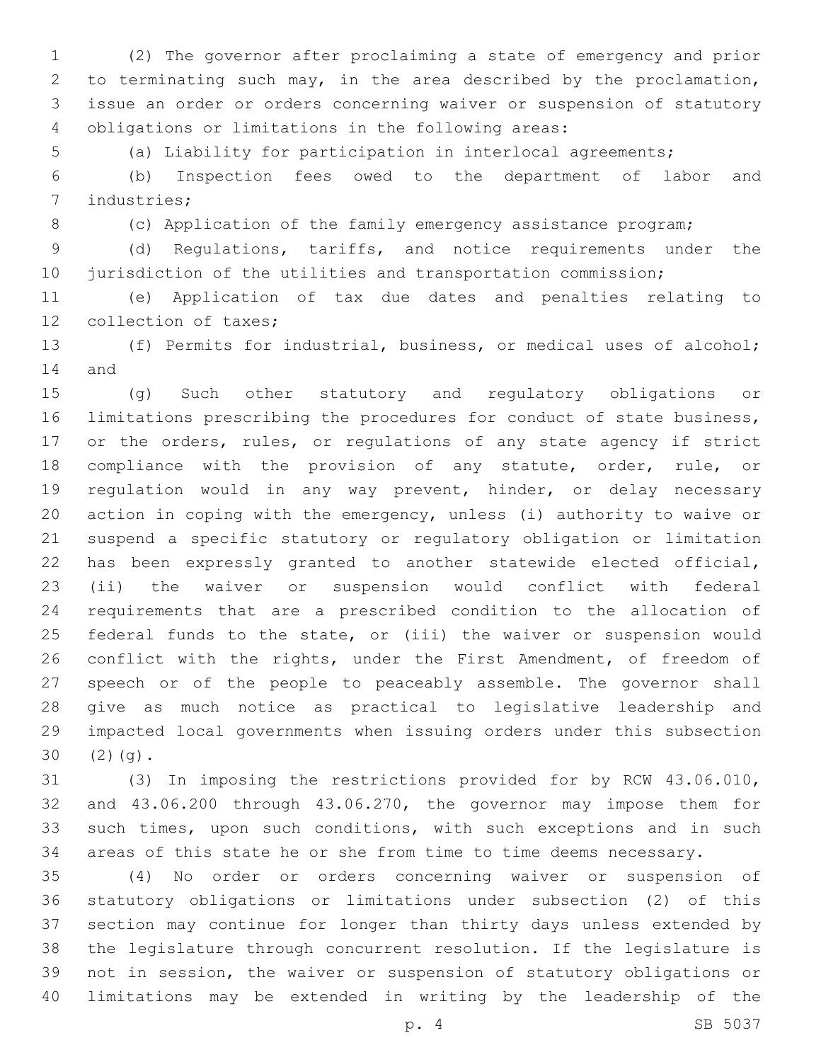(2) The governor after proclaiming a state of emergency and prior to terminating such may, in the area described by the proclamation, issue an order or orders concerning waiver or suspension of statutory obligations or limitations in the following areas:

(a) Liability for participation in interlocal agreements;

(b) Inspection fees owed to the department of labor and industries;

(c) Application of the family emergency assistance program;

(d) Regulations, tariffs, and notice requirements under the jurisdiction of the utilities and transportation commission;

(e) Application of tax due dates and penalties relating to collection of taxes;

(f) Permits for industrial, business, or medical uses of alcohol; and

(g) Such other statutory and regulatory obligations or limitations prescribing the procedures for conduct of state business, or the orders, rules, or regulations of any state agency if strict compliance with the provision of any statute, order, rule, or regulation would in any way prevent, hinder, or delay necessary action in coping with the emergency, unless (i) authority to waive or suspend a specific statutory or regulatory obligation or limitation has been expressly granted to another statewide elected official, (ii) the waiver or suspension would conflict with federal requirements that are a prescribed condition to the allocation of federal funds to the state, or (iii) the waiver or suspension would conflict with the rights, under the First Amendment, of freedom of speech or of the people to peaceably assemble. The governor shall give as much notice as practical to legislative leadership and impacted local governments when issuing orders under this subsection (2)(g).

(3) In imposing the restrictions provided for by RCW 43.06.010, and 43.06.200 through 43.06.270, the governor may impose them for such times, upon such conditions, with such exceptions and in such areas of this state he or she from time to time deems necessary.

(4) No order or orders concerning waiver or suspension of statutory obligations or limitations under subsection (2) of this section may continue for longer than thirty days unless extended by the legislature through concurrent resolution. If the legislature is not in session, the waiver or suspension of statutory obligations or limitations may be extended in writing by the leadership of the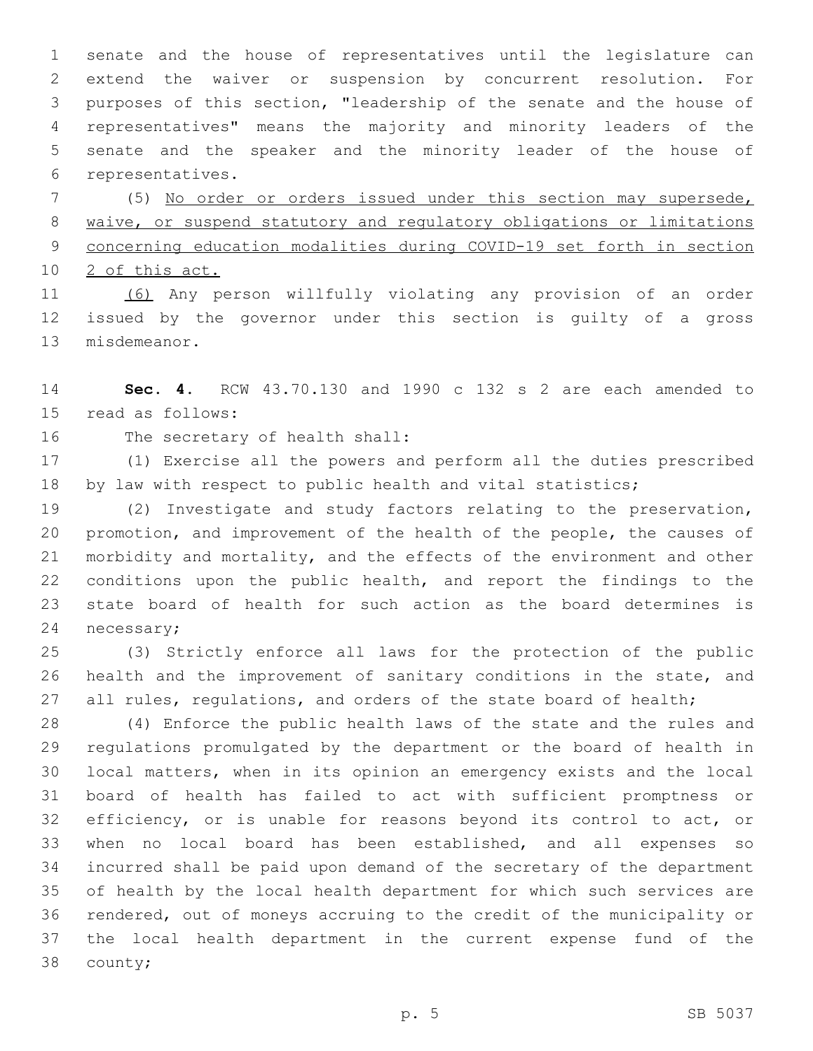senate and the house of representatives until the legislature can extend the waiver or suspension by concurrent resolution. For purposes of this section, "leadership of the senate and the house of representatives" means the majority and minority leaders of the senate and the speaker and the minority leader of the house of representatives.

(5) <u>No order or orders issued under this section may supersede, waive, or suspend statutory and regulatory obligations or limitations concerning education modalities during COVID-19 set forth in section 2 of this act.</u>

<u>(6)</u> Any person willfully violating any provision of an order issued by the governor under this section is guilty of a gross misdemeanor.

**Sec. 4.** RCW 43.70.130 and 1990 c 132 s 2 are each amended to read as follows:

The secretary of health shall:

(1) Exercise all the powers and perform all the duties prescribed by law with respect to public health and vital statistics;

(2) Investigate and study factors relating to the preservation, promotion, and improvement of the health of the people, the causes of morbidity and mortality, and the effects of the environment and other conditions upon the public health, and report the findings to the state board of health for such action as the board determines is necessary;

(3) Strictly enforce all laws for the protection of the public health and the improvement of sanitary conditions in the state, and all rules, regulations, and orders of the state board of health;

(4) Enforce the public health laws of the state and the rules and regulations promulgated by the department or the board of health in local matters, when in its opinion an emergency exists and the local board of health has failed to act with sufficient promptness or efficiency, or is unable for reasons beyond its control to act, or when no local board has been established, and all expenses so incurred shall be paid upon demand of the secretary of the department of health by the local health department for which such services are rendered, out of moneys accruing to the credit of the municipality or the local health department in the current expense fund of the county;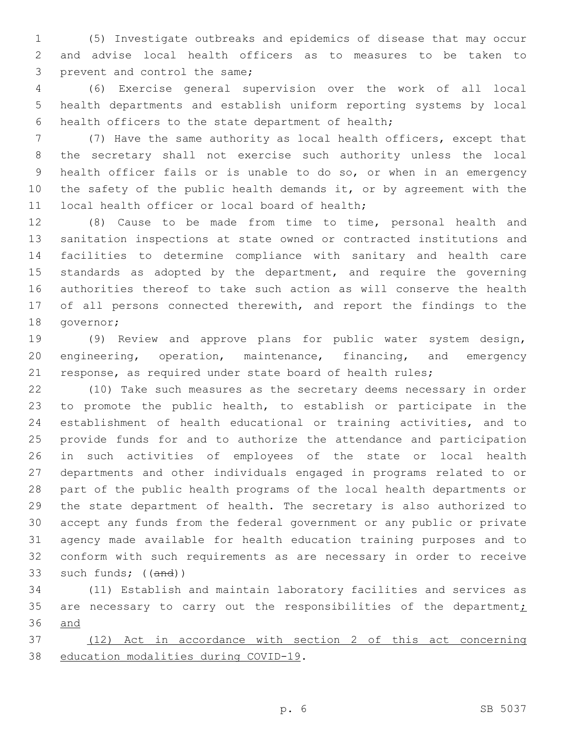(5) Investigate outbreaks and epidemics of disease that may occur and advise local health officers as to measures to be taken to prevent and control the same;

(6) Exercise general supervision over the work of all local health departments and establish uniform reporting systems by local health officers to the state department of health;

(7) Have the same authority as local health officers, except that the secretary shall not exercise such authority unless the local health officer fails or is unable to do so, or when in an emergency the safety of the public health demands it, or by agreement with the local health officer or local board of health;

(8) Cause to be made from time to time, personal health and sanitation inspections at state owned or contracted institutions and facilities to determine compliance with sanitary and health care standards as adopted by the department, and require the governing authorities thereof to take such action as will conserve the health of all persons connected therewith, and report the findings to the governor;

(9) Review and approve plans for public water system design, engineering, operation, maintenance, financing, and emergency response, as required under state board of health rules;

(10) Take such measures as the secretary deems necessary in order to promote the public health, to establish or participate in the establishment of health educational or training activities, and to provide funds for and to authorize the attendance and participation in such activities of employees of the state or local health departments and other individuals engaged in programs related to or part of the public health programs of the local health departments or the state department of health. The secretary is also authorized to accept any funds from the federal government or any public or private agency made available for health education training purposes and to conform with such requirements as are necessary in order to receive such funds; ((~~and~~))

(11) Establish and maintain laboratory facilities and services as are necessary to carry out the responsibilities of the department<u>; and</u>

<u>(12) Act in accordance with section 2 of this act concerning education modalities during COVID-19</u>.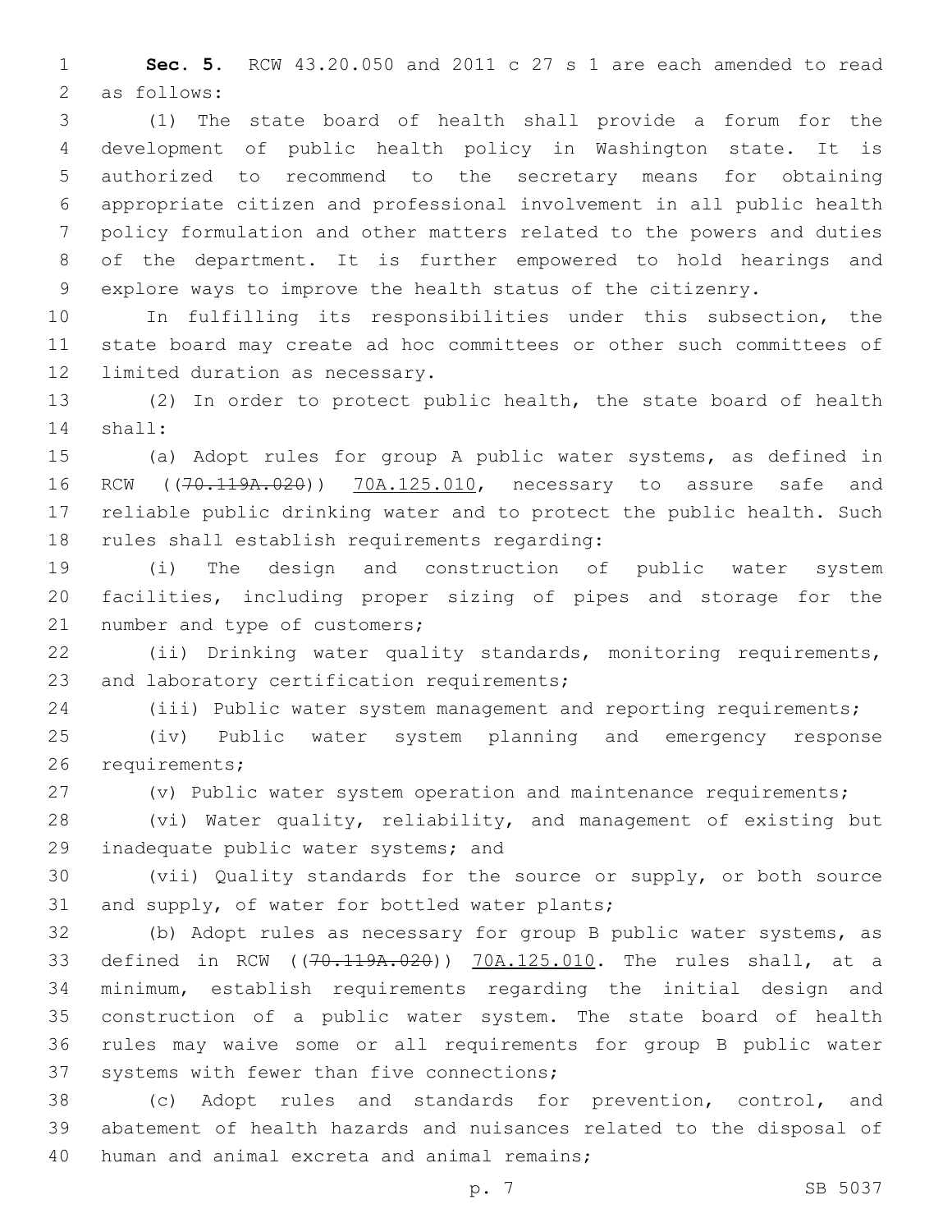**Sec. 5.** RCW 43.20.050 and 2011 c 27 s 1 are each amended to read as follows:

(1) The state board of health shall provide a forum for the development of public health policy in Washington state. It is authorized to recommend to the secretary means for obtaining appropriate citizen and professional involvement in all public health policy formulation and other matters related to the powers and duties of the department. It is further empowered to hold hearings and explore ways to improve the health status of the citizenry.

In fulfilling its responsibilities under this subsection, the state board may create ad hoc committees or other such committees of limited duration as necessary.

(2) In order to protect public health, the state board of health shall:

(a) Adopt rules for group A public water systems, as defined in RCW ((~~70.119A.020~~)) 70A.125.010, necessary to assure safe and reliable public drinking water and to protect the public health. Such rules shall establish requirements regarding:

(i) The design and construction of public water system facilities, including proper sizing of pipes and storage for the number and type of customers;

(ii) Drinking water quality standards, monitoring requirements, and laboratory certification requirements;

(iii) Public water system management and reporting requirements;

(iv) Public water system planning and emergency response requirements;

(v) Public water system operation and maintenance requirements;

(vi) Water quality, reliability, and management of existing but inadequate public water systems; and

(vii) Quality standards for the source or supply, or both source and supply, of water for bottled water plants;

(b) Adopt rules as necessary for group B public water systems, as defined in RCW ((~~70.119A.020~~)) 70A.125.010. The rules shall, at a minimum, establish requirements regarding the initial design and construction of a public water system. The state board of health rules may waive some or all requirements for group B public water systems with fewer than five connections;

(c) Adopt rules and standards for prevention, control, and abatement of health hazards and nuisances related to the disposal of human and animal excreta and animal remains;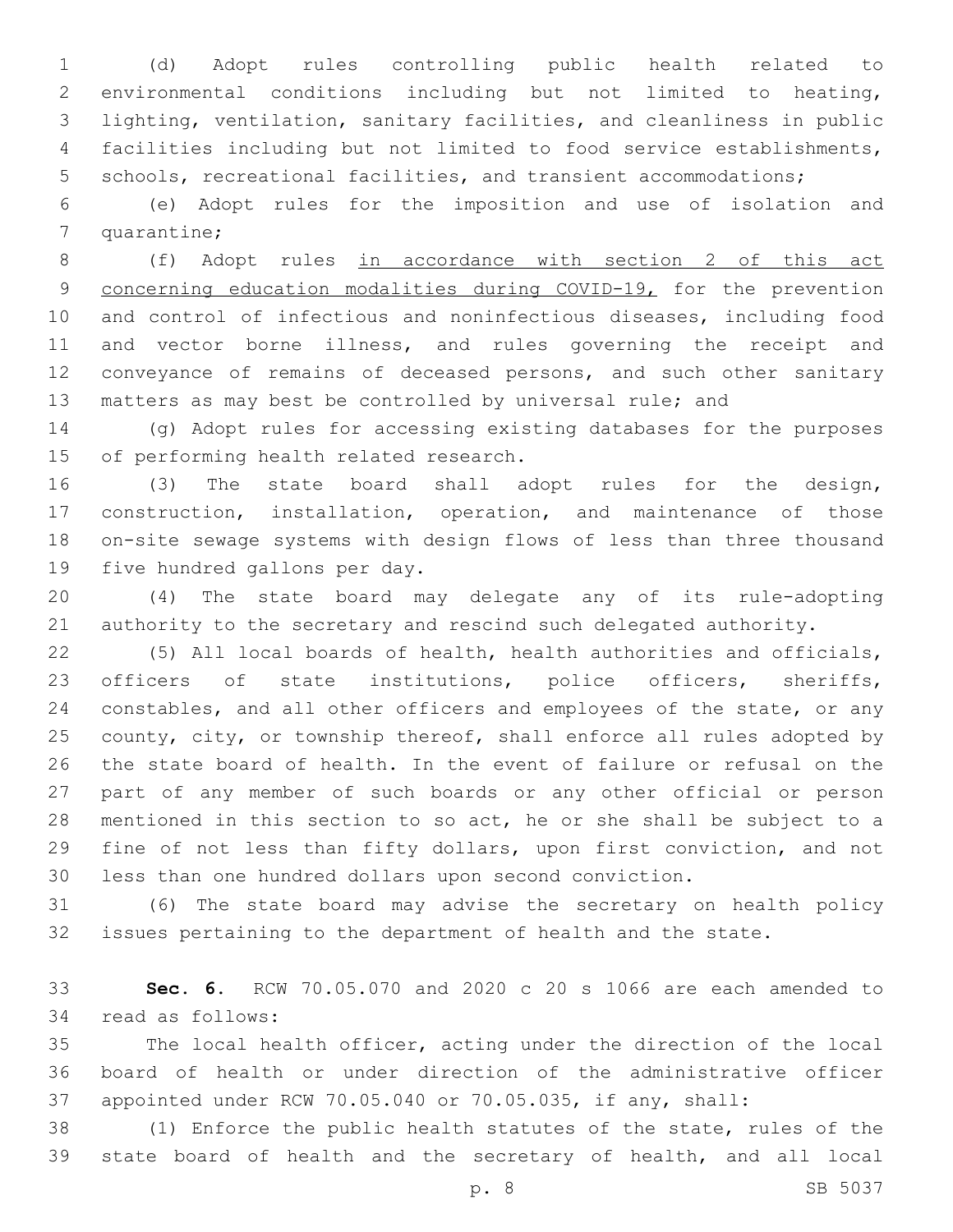(d) Adopt rules controlling public health related to environmental conditions including but not limited to heating, lighting, ventilation, sanitary facilities, and cleanliness in public facilities including but not limited to food service establishments, schools, recreational facilities, and transient accommodations;

(e) Adopt rules for the imposition and use of isolation and quarantine;

(f) Adopt rules <u>in accordance with section 2 of this act concerning education modalities during COVID-19,</u> for the prevention and control of infectious and noninfectious diseases, including food and vector borne illness, and rules governing the receipt and conveyance of remains of deceased persons, and such other sanitary matters as may best be controlled by universal rule; and

(g) Adopt rules for accessing existing databases for the purposes of performing health related research.

(3) The state board shall adopt rules for the design, construction, installation, operation, and maintenance of those on-site sewage systems with design flows of less than three thousand five hundred gallons per day.

(4) The state board may delegate any of its rule-adopting authority to the secretary and rescind such delegated authority.

(5) All local boards of health, health authorities and officials, officers of state institutions, police officers, sheriffs, constables, and all other officers and employees of the state, or any county, city, or township thereof, shall enforce all rules adopted by the state board of health. In the event of failure or refusal on the part of any member of such boards or any other official or person mentioned in this section to so act, he or she shall be subject to a fine of not less than fifty dollars, upon first conviction, and not less than one hundred dollars upon second conviction.

(6) The state board may advise the secretary on health policy issues pertaining to the department of health and the state.

**Sec. 6.** RCW 70.05.070 and 2020 c 20 s 1066 are each amended to read as follows:

The local health officer, acting under the direction of the local board of health or under direction of the administrative officer appointed under RCW 70.05.040 or 70.05.035, if any, shall:

(1) Enforce the public health statutes of the state, rules of the state board of health and the secretary of health, and all local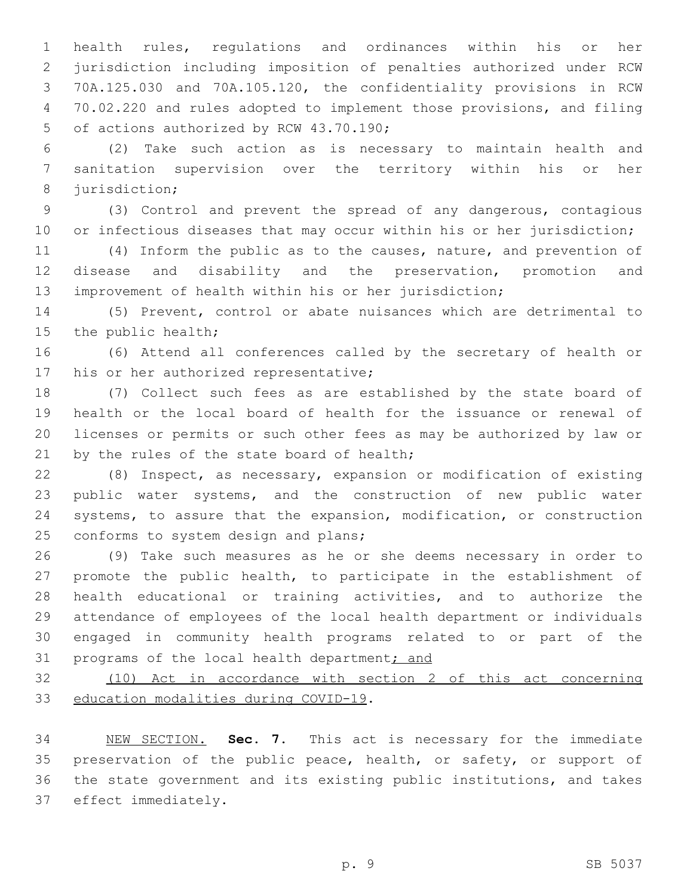health rules, regulations and ordinances within his or her jurisdiction including imposition of penalties authorized under RCW 70A.125.030 and 70A.105.120, the confidentiality provisions in RCW 70.02.220 and rules adopted to implement those provisions, and filing of actions authorized by RCW 43.70.190;

(2) Take such action as is necessary to maintain health and sanitation supervision over the territory within his or her jurisdiction;

(3) Control and prevent the spread of any dangerous, contagious or infectious diseases that may occur within his or her jurisdiction;

(4) Inform the public as to the causes, nature, and prevention of disease and disability and the preservation, promotion and improvement of health within his or her jurisdiction;

(5) Prevent, control or abate nuisances which are detrimental to the public health;

(6) Attend all conferences called by the secretary of health or his or her authorized representative;

(7) Collect such fees as are established by the state board of health or the local board of health for the issuance or renewal of licenses or permits or such other fees as may be authorized by law or by the rules of the state board of health;

(8) Inspect, as necessary, expansion or modification of existing public water systems, and the construction of new public water systems, to assure that the expansion, modification, or construction conforms to system design and plans;

(9) Take such measures as he or she deems necessary in order to promote the public health, to participate in the establishment of health educational or training activities, and to authorize the attendance of employees of the local health department or individuals engaged in community health programs related to or part of the programs of the local health department<u>; and</u>

<u>(10) Act in accordance with section 2 of this act concerning education modalities during COVID-19</u>.

<u>NEW SECTION.</u> **Sec. 7.** This act is necessary for the immediate preservation of the public peace, health, or safety, or support of the state government and its existing public institutions, and takes effect immediately.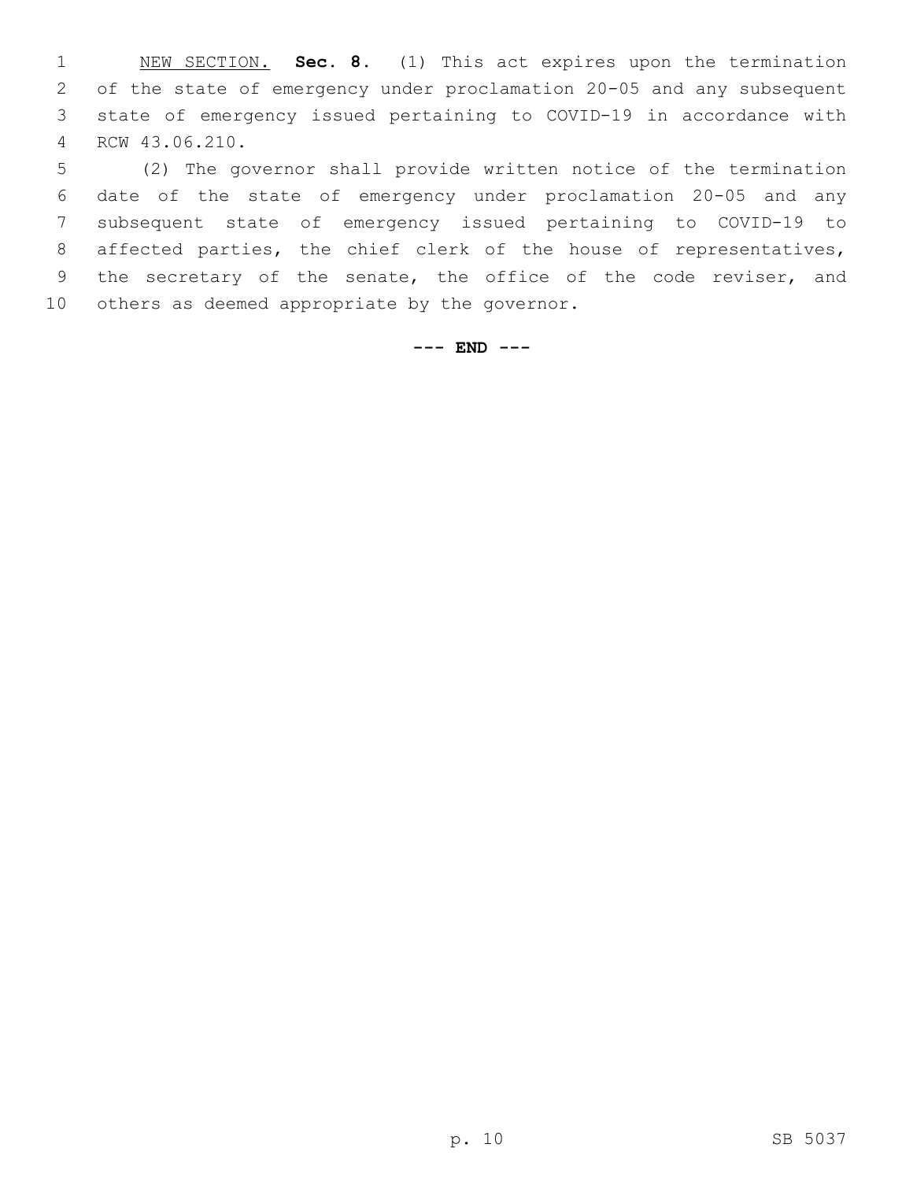NEW SECTION. **Sec. 8.** (1) This act expires upon the termination of the state of emergency under proclamation 20-05 and any subsequent state of emergency issued pertaining to COVID-19 in accordance with RCW 43.06.210.

(2) The governor shall provide written notice of the termination date of the state of emergency under proclamation 20-05 and any subsequent state of emergency issued pertaining to COVID-19 to affected parties, the chief clerk of the house of representatives, the secretary of the senate, the office of the code reviser, and others as deemed appropriate by the governor.

**--- END ---**